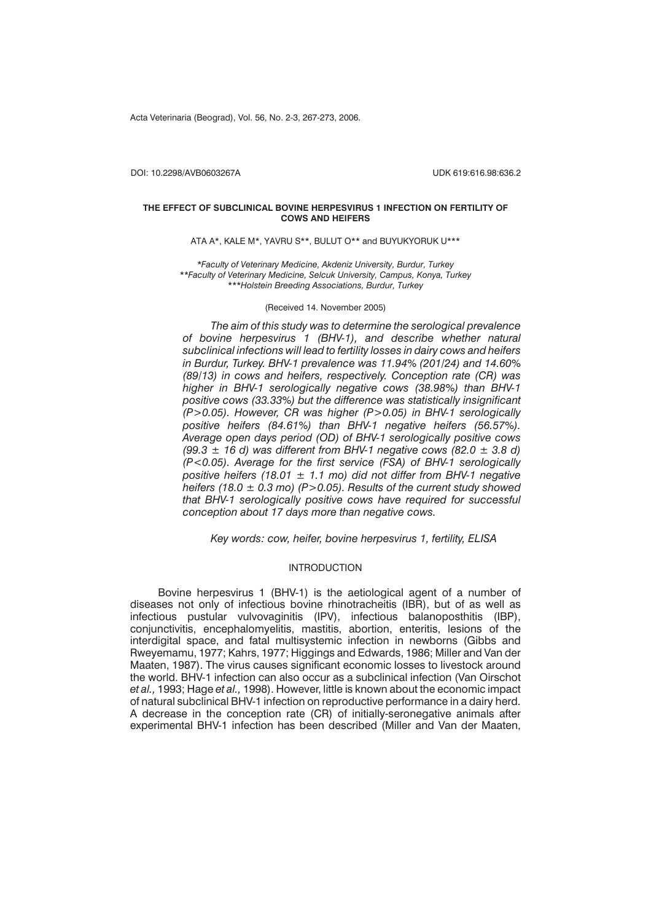DOI: 10.2298/AVB0603267A UDK 619:616.98:636.2

# THE EFFECT OF SUBCLINICAL BOVINE HERPESVIRUS 1 INFECTION ON FERTILITY OF COWS AND HEIFERS

ATA A*, KALE M*, YAVRU S**, BULUT O** and BUYUKYORUK U***

*Faculty of Veterinary Medicine, Akdeniz University, Burdur, Turkey*
*\*\*Faculty of Veterinary Medicine, Selcuk University, Campus, Konya, Turkey*
*\*\*\*Holstein Breeding Associations, Burdur, Turkey*

(Received 14. November 2005)

*The aim of this study was to determine the serological prevalence of bovine herpesvirus 1 (BHV-1), and describe whether natural subclinical infections will lead to fertility losses in dairy cows and heifers in Burdur, Turkey. BHV-1 prevalence was 11.94% (201/24) and 14.60% (89/13) in cows and heifers, respectively. Conception rate (CR) was higher in BHV-1 serologically negative cows (38.98%) than BHV-1 positive cows (33.33%) but the difference was statistically insignificant ($P>0.05$). However, CR was higher ($P>0.05$) in BHV-1 serologically positive heifers (84.61%) than BHV-1 negative heifers (56.57%). Average open days period (OD) of BHV-1 serologically positive cows ($99.3 \pm 16$ d) was different from BHV-1 negative cows ($82.0 \pm 3.8$ d) ($P<0.05$). Average for the first service (FSA) of BHV-1 serologically positive heifers ($18.01 \pm 1.1$ mo) did not differ from BHV-1 negative heifers ($18.0 \pm 0.3$ mo) ($P>0.05$). Results of the current study showed that BHV-1 serologically positive cows have required for successful conception about 17 days more than negative cows.*

*Key words: cow, heifer, bovine herpesvirus 1, fertility, ELISA*

## INTRODUCTION

Bovine herpesvirus 1 (BHV-1) is the aetiological agent of a number of diseases not only of infectious bovine rhinotracheitis (IBR), but of as well as infectious pustular vulvovaginitis (IPV), infectious balanoposthitis (IBP), conjunctivitis, encephalomyelitis, mastitis, abortion, enteritis, lesions of the interdigital space, and fatal multisystemic infection in newborns (Gibbs and Rweyemamu, 1977; Kahrs, 1977; Higgings and Edwards, 1986; Miller and Van der Maaten, 1987). The virus causes significant economic losses to livestock around the world. BHV-1 infection can also occur as a subclinical infection (Van Oirschot *et al.,* 1993; Hage *et al.,* 1998). However, little is known about the economic impact of natural subclinical BHV-1 infection on reproductive performance in a dairy herd. A decrease in the conception rate (CR) of initially-seronegative animals after experimental BHV-1 infection has been described (Miller and Van der Maaten,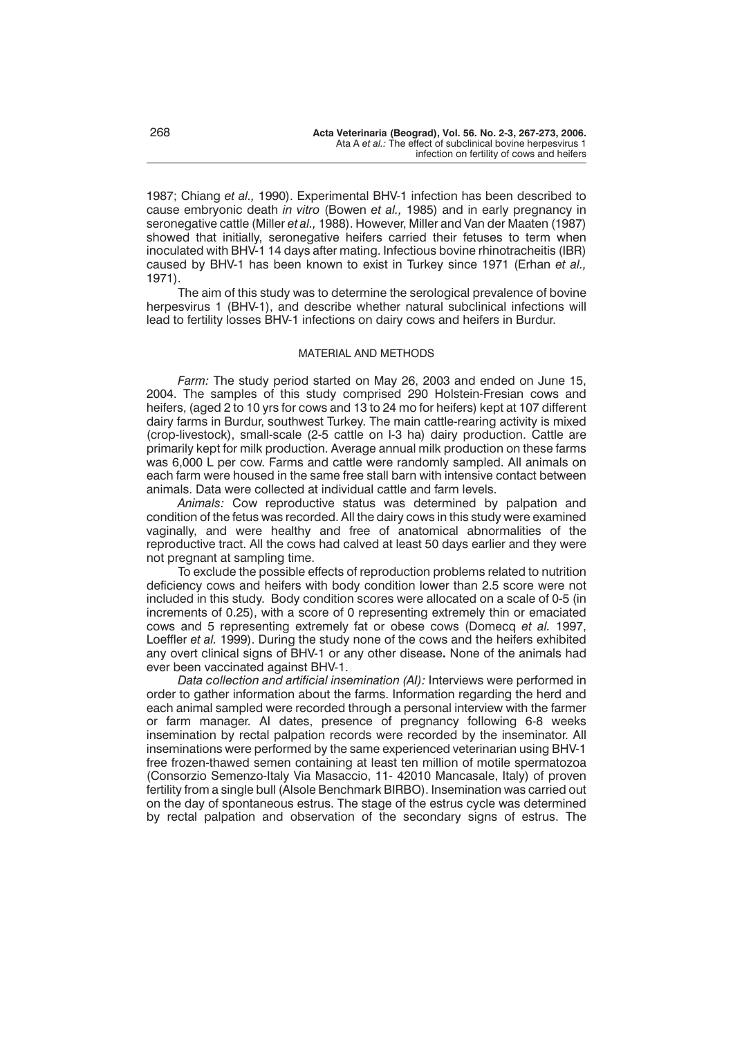1987; Chiang *et al.,* 1990). Experimental BHV-1 infection has been described to cause embryonic death *in vitro* (Bowen *et al.,* 1985) and in early pregnancy in seronegative cattle (Miller *et al.,* 1988). However, Miller and Van der Maaten (1987) showed that initially, seronegative heifers carried their fetuses to term when inoculated with BHV-1 14 days after mating. Infectious bovine rhinotracheitis (IBR) caused by BHV-1 has been known to exist in Turkey since 1971 (Erhan *et al.,* 1971).

The aim of this study was to determine the serological prevalence of bovine herpesvirus 1 (BHV-1), and describe whether natural subclinical infections will lead to fertility losses BHV-1 infections on dairy cows and heifers in Burdur.

## MATERIAL AND METHODS

*Farm:* The study period started on May 26, 2003 and ended on June 15, 2004. The samples of this study comprised 290 Holstein-Fresian cows and heifers, (aged 2 to 10 yrs for cows and 13 to 24 mo for heifers) kept at 107 different dairy farms in Burdur, southwest Turkey. The main cattle-rearing activity is mixed (crop-livestock), small-scale (2-5 cattle on l-3 ha) dairy production. Cattle are primarily kept for milk production. Average annual milk production on these farms was 6,000 L per cow. Farms and cattle were randomly sampled. All animals on each farm were housed in the same free stall barn with intensive contact between animals. Data were collected at individual cattle and farm levels.

*Animals:* Cow reproductive status was determined by palpation and condition of the fetus was recorded. All the dairy cows in this study were examined vaginally, and were healthy and free of anatomical abnormalities of the reproductive tract. All the cows had calved at least 50 days earlier and they were not pregnant at sampling time.

To exclude the possible effects of reproduction problems related to nutrition deficiency cows and heifers with body condition lower than 2.5 score were not included in this study. Body condition scores were allocated on a scale of 0-5 (in increments of 0.25), with a score of 0 representing extremely thin or emaciated cows and 5 representing extremely fat or obese cows (Domecq *et al.* 1997, Loeffler *et al.* 1999). During the study none of the cows and the heifers exhibited any overt clinical signs of BHV-1 or any other disease**.** None of the animals had ever been vaccinated against BHV-1.

*Data collection and artificial insemination (AI):* Interviews were performed in order to gather information about the farms. Information regarding the herd and each animal sampled were recorded through a personal interview with the farmer or farm manager. AI dates, presence of pregnancy following 6-8 weeks insemination by rectal palpation records were recorded by the inseminator. All inseminations were performed by the same experienced veterinarian using BHV-1 free frozen-thawed semen containing at least ten million of motile spermatozoa (Consorzio Semenzo-Italy Via Masaccio, 11- 42010 Mancasale, Italy) of proven fertility from a single bull (Alsole Benchmark BIRBO). Insemination was carried out on the day of spontaneous estrus. The stage of the estrus cycle was determined by rectal palpation and observation of the secondary signs of estrus. The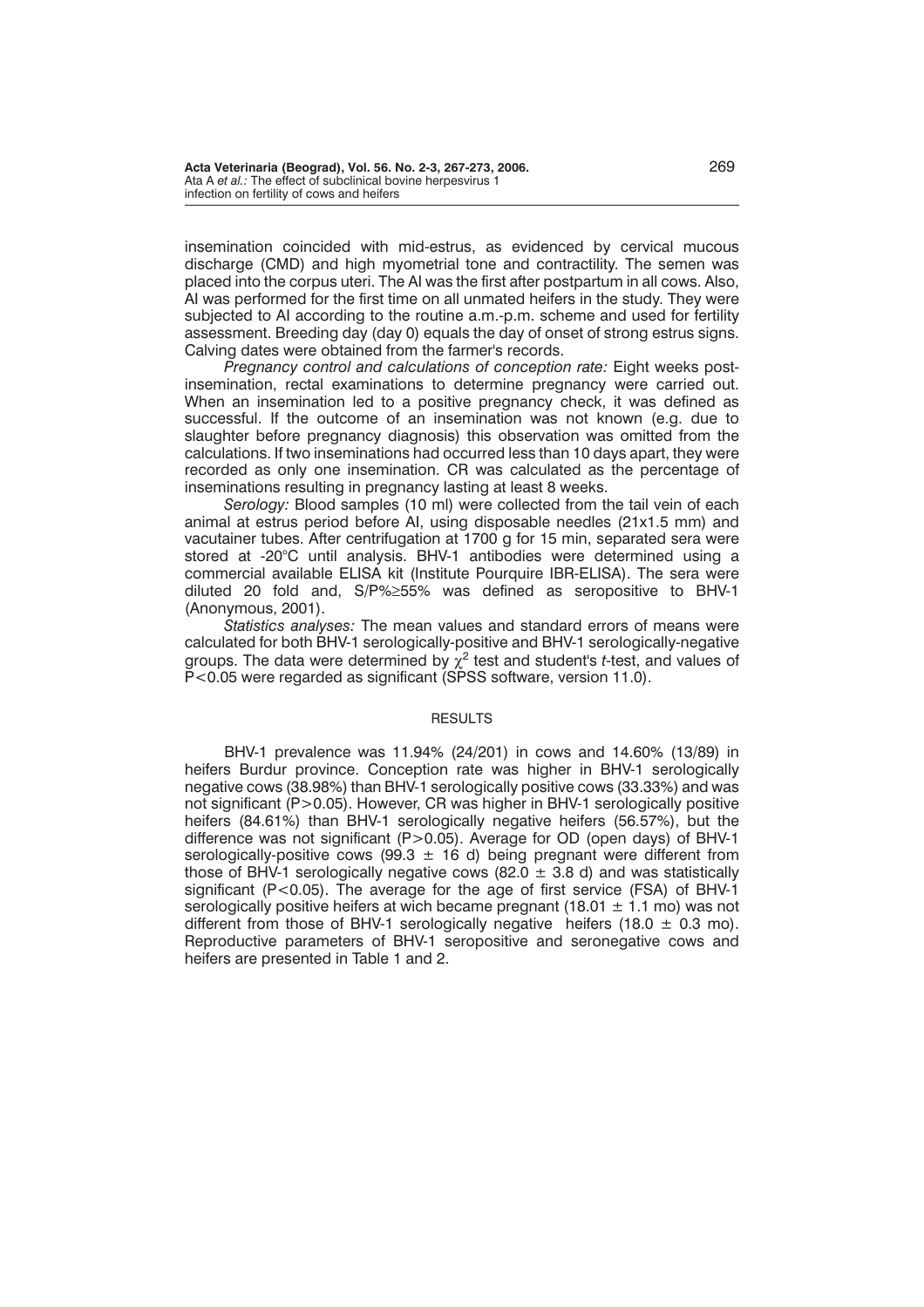insemination coincided with mid-estrus, as evidenced by cervical mucous discharge (CMD) and high myometrial tone and contractility. The semen was placed into the corpus uteri. The AI was the first after postpartum in all cows. Also, AI was performed for the first time on all unmated heifers in the study. They were subjected to AI according to the routine a.m.-p.m. scheme and used for fertility assessment. Breeding day (day 0) equals the day of onset of strong estrus signs. Calving dates were obtained from the farmer's records.

*Pregnancy control and calculations of conception rate:* Eight weeks post-insemination, rectal examinations to determine pregnancy were carried out. When an insemination led to a positive pregnancy check, it was defined as successful. If the outcome of an insemination was not known (e.g. due to slaughter before pregnancy diagnosis) this observation was omitted from the calculations. If two inseminations had occurred less than 10 days apart, they were recorded as only one insemination. CR was calculated as the percentage of inseminations resulting in pregnancy lasting at least 8 weeks.

*Serology:* Blood samples (10 ml) were collected from the tail vein of each animal at estrus period before AI, using disposable needles (21x1.5 mm) and vacutainer tubes. After centrifugation at 1700 g for 15 min, separated sera were stored at -20°C until analysis. BHV-1 antibodies were determined using a commercial available ELISA kit (Institute Pourquire IBR-ELISA). The sera were diluted 20 fold and, S/P%≥55% was defined as seropositive to BHV-1 (Anonymous, 2001).

*Statistics analyses:* The mean values and standard errors of means were calculated for both BHV-1 serologically-positive and BHV-1 serologically-negative groups. The data were determined by $\chi^2$ test and student's *t*-test, and values of $P<0.05$ were regarded as significant (SPSS software, version 11.0).

## RESULTS

BHV-1 prevalence was 11.94% (24/201) in cows and 14.60% (13/89) in heifers Burdur province. Conception rate was higher in BHV-1 serologically negative cows (38.98%) than BHV-1 serologically positive cows (33.33%) and was not significant ($P>0.05$). However, CR was higher in BHV-1 serologically positive heifers (84.61%) than BHV-1 serologically negative heifers (56.57%), but the difference was not significant ($P>0.05$). Average for OD (open days) of BHV-1 serologically-positive cows (99.3 ± 16 d) being pregnant were different from those of BHV-1 serologically negative cows (82.0 ± 3.8 d) and was statistically significant ($P<0.05$). The average for the age of first service (FSA) of BHV-1 serologically positive heifers at wich became pregnant (18.01 ± 1.1 mo) was not different from those of BHV-1 serologically negative heifers (18.0 ± 0.3 mo). Reproductive parameters of BHV-1 seropositive and seronegative cows and heifers are presented in Table 1 and 2.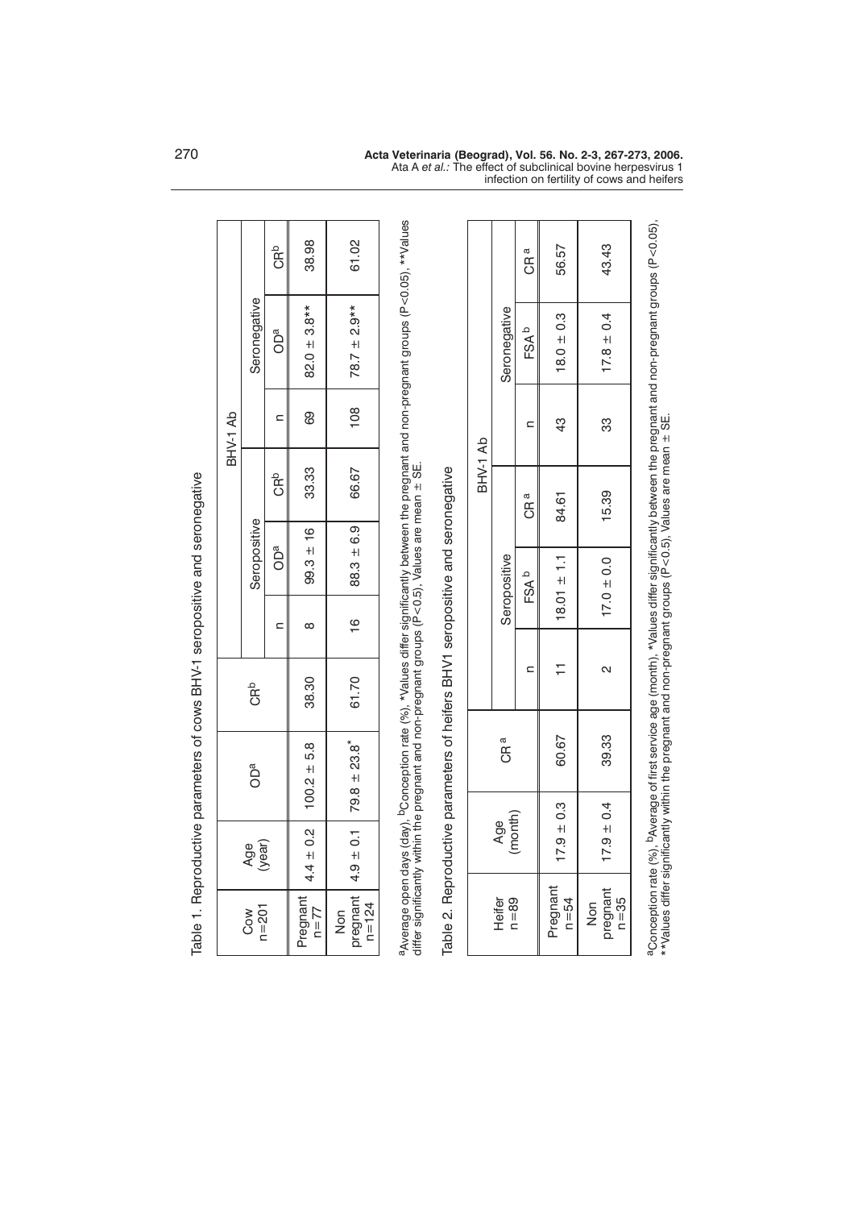Table 1. Reproductive parameters of cows BHV-1 seropositive and seronegative

| Cow n=201 | Age (year) | OD[a] | CR[b] | BHV-1 Ab | | | | | |
|---|---|---|---|---|---|---|---|---|---|
| | | | | Seropositive | | | Seronegative | | |
| | | | | n | OD[a] | CR[b] | n | OD[a] | CR[b] |
| Pregnant n=77 | 4.4 ± 0.2 | 100.2 ± 5.8 | 38.30 | 8 | 99.3 ± 16 | 33.33 | 69 | 82.0 ± 3.8** | 38.98 |
| Non pregnant n=124 | 4.9 ± 0.1 | 79.8 ± 23.8* | 61.70 | 16 | 88.3 ± 6.9 | 66.67 | 108 | 78.7 ± 2.9** | 61.02 |

[a]Average open days (day), [b]Conception rate (%), *Values differ significantly between the pregnant and non-pregnant groups (P<0.05), **Values differ significantly within the pregnant and non-pregnant groups (P<0.5), Values are mean ± SE.

Table 2. Reproductive parameters of heifers BHV1 seropositive and seronegative

| Heifer n=89 | Age (month) | CR[a] | BHV-1 Ab | | | | | |
|---|---|---|---|---|---|---|---|---|
| | | | Seropositive | | | Seronegative | | |
| | | | n | FSA[b] | CR[a] | n | FSA[b] | CR[a] |
| Pregnant n=54 | 17.9 ± 0.3 | 60.67 | 11 | 18.01 ± 1.1 | 84.61 | 43 | 18.0 ± 0.3 | 56.57 |
| Non pregnant n=35 | 17.9 ± 0.4 | 39.33 | 2 | 17.0 ± 0.0 | 15.39 | 33 | 17.8 ± 0.4 | 43.43 |

[a]Conception rate (%), [b]Average of first service age (month), *Values differ significantly between the pregnant and non-pregnant groups (P<0.05), **Values differ significantly within the pregnant and non-pregnant groups (P<0.5), Values are mean ± SE.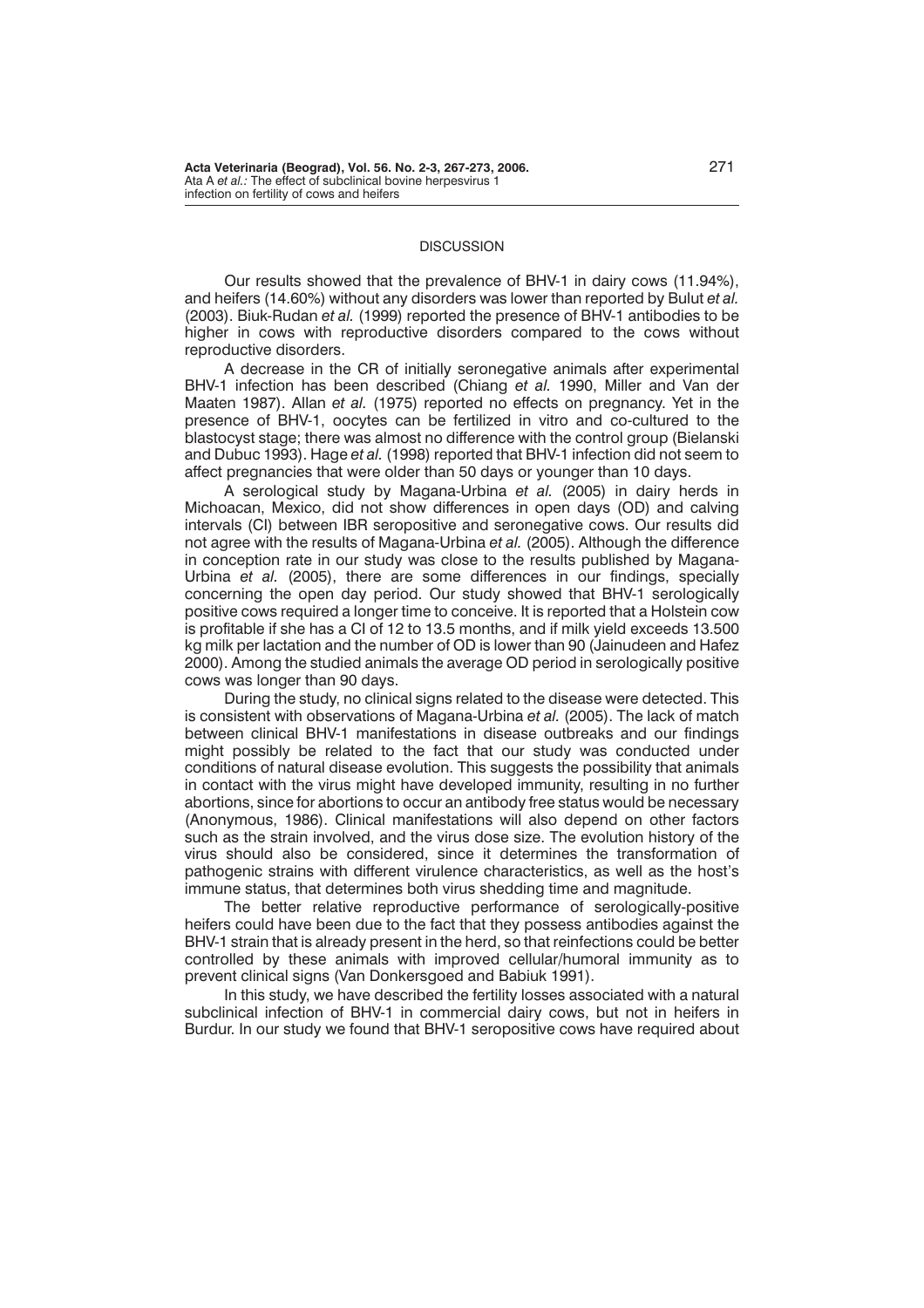## DISCUSSION

Our results showed that the prevalence of BHV-1 in dairy cows (11.94%), and heifers (14.60%) without any disorders was lower than reported by Bulut *et al.* (2003). Biuk-Rudan *et al.* (1999) reported the presence of BHV-1 antibodies to be higher in cows with reproductive disorders compared to the cows without reproductive disorders.

A decrease in the CR of initially seronegative animals after experimental BHV-1 infection has been described (Chiang *et al.* 1990, Miller and Van der Maaten 1987). Allan *et al.* (1975) reported no effects on pregnancy. Yet in the presence of BHV-1, oocytes can be fertilized in vitro and co-cultured to the blastocyst stage; there was almost no difference with the control group (Bielanski and Dubuc 1993). Hage *et al.* (1998) reported that BHV-1 infection did not seem to affect pregnancies that were older than 50 days or younger than 10 days.

A serological study by Magana-Urbina *et al.* (2005) in dairy herds in Michoacan, Mexico, did not show differences in open days (OD) and calving intervals (CI) between IBR seropositive and seronegative cows. Our results did not agree with the results of Magana-Urbina *et al.* (2005). Although the difference in conception rate in our study was close to the results published by Magana-Urbina *et al.* (2005), there are some differences in our findings, specially concerning the open day period. Our study showed that BHV-1 serologically positive cows required a longer time to conceive. It is reported that a Holstein cow is profitable if she has a CI of 12 to 13.5 months, and if milk yield exceeds 13.500 kg milk per lactation and the number of OD is lower than 90 (Jainudeen and Hafez 2000). Among the studied animals the average OD period in serologically positive cows was longer than 90 days.

During the study, no clinical signs related to the disease were detected. This is consistent with observations of Magana-Urbina *et al.* (2005). The lack of match between clinical BHV-1 manifestations in disease outbreaks and our findings might possibly be related to the fact that our study was conducted under conditions of natural disease evolution. This suggests the possibility that animals in contact with the virus might have developed immunity, resulting in no further abortions, since for abortions to occur an antibody free status would be necessary (Anonymous, 1986). Clinical manifestations will also depend on other factors such as the strain involved, and the virus dose size. The evolution history of the virus should also be considered, since it determines the transformation of pathogenic strains with different virulence characteristics, as well as the host's immune status, that determines both virus shedding time and magnitude.

The better relative reproductive performance of serologically-positive heifers could have been due to the fact that they possess antibodies against the BHV-1 strain that is already present in the herd, so that reinfections could be better controlled by these animals with improved cellular/humoral immunity as to prevent clinical signs (Van Donkersgoed and Babiuk 1991).

In this study, we have described the fertility losses associated with a natural subclinical infection of BHV-1 in commercial dairy cows, but not in heifers in Burdur. In our study we found that BHV-1 seropositive cows have required about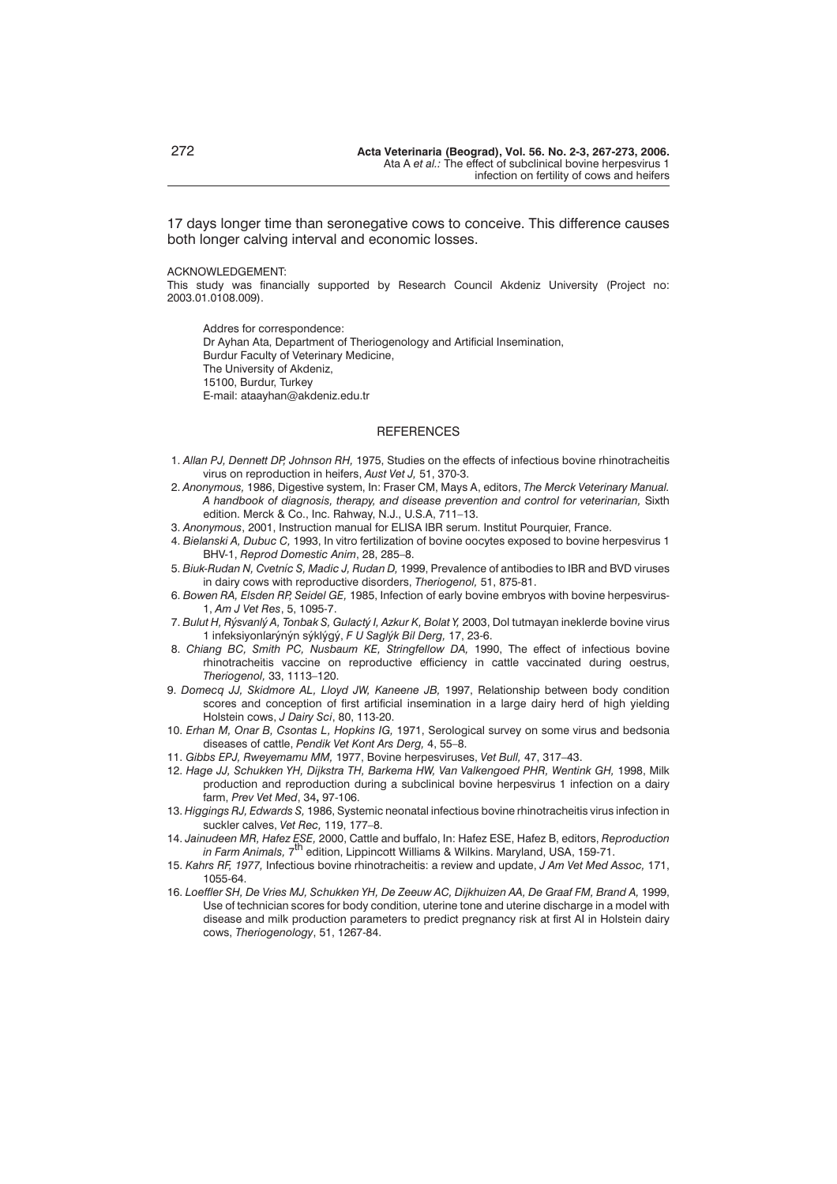17 days longer time than seronegative cows to conceive. This difference causes both longer calving interval and economic losses.

ACKNOWLEDGEMENT:

This study was financially supported by Research Council Akdeniz University (Project no: 2003.01.0108.009).

Addres for correspondence:
Dr Ayhan Ata, Department of Theriogenology and Artificial Insemination,
Burdur Faculty of Veterinary Medicine,
The University of Akdeniz,
15100, Burdur, Turkey
E-mail: ataayhan@akdeniz.edu.tr

## REFERENCES

1. *Allan PJ, Dennett DP, Johnson RH,* 1975, Studies on the effects of infectious bovine rhinotracheitis virus on reproduction in heifers, *Aust Vet J,* 51, 370-3.
2. *Anonymous,* 1986, Digestive system, In: Fraser CM, Mays A, editors, *The Merck Veterinary Manual. A handbook of diagnosis, therapy, and disease prevention and control for veterinarian,* Sixth edition. Merck & Co., Inc. Rahway, N.J., U.S.A, 711–13.
3. *Anonymous*, 2001, Instruction manual for ELISA IBR serum. Institut Pourquier, France.
4. *Bielanski A, Dubuc C,* 1993, In vitro fertilization of bovine oocytes exposed to bovine herpesvirus 1 BHV-1, *Reprod Domestic Anim*, 28, 285–8.
5. *Biuk-Rudan N, Cvetníc S, Madic J, Rudan D,* 1999, Prevalence of antibodies to IBR and BVD viruses in dairy cows with reproductive disorders, *Theriogenol,* 51, 875-81.
6. *Bowen RA, Elsden RP, Seidel GE,* 1985, Infection of early bovine embryos with bovine herpesvirus-1, *Am J Vet Res*, 5, 1095-7.
7. *Bulut H, Rýsvanlý A, Tonbak S, Gulactý I, Azkur K, Bolat Y,* 2003, Dol tutmayan ineklerde bovine virus 1 infeksiyonlarýnýn sýklýgý, *F U Saglýk Bil Derg,* 17, 23-6.
8. *Chiang BC, Smith PC, Nusbaum KE, Stringfellow DA,* 1990, The effect of infectious bovine rhinotracheitis vaccine on reproductive efficiency in cattle vaccinated during oestrus, *Theriogenol,* 33, 1113–120.
9. *Domecq JJ, Skidmore AL, Lloyd JW, Kaneene JB,* 1997, Relationship between body condition scores and conception of first artificial insemination in a large dairy herd of high yielding Holstein cows, *J Dairy Sci*, 80, 113-20.
10. *Erhan M, Onar B, Csontas L, Hopkins IG,* 1971, Serological survey on some virus and bedsonia diseases of cattle, *Pendik Vet Kont Ars Derg,* 4, 55–8.
11. *Gibbs EPJ, Rweyemamu MM,* 1977, Bovine herpesviruses, *Vet Bull,* 47, 317–43.
12. *Hage JJ, Schukken YH, Dijkstra TH, Barkema HW, Van Valkengoed PHR, Wentink GH,* 1998, Milk production and reproduction during a subclinical bovine herpesvirus 1 infection on a dairy farm, *Prev Vet Med*, 34**,** 97-106.
13. *Higgings RJ, Edwards S,* 1986, Systemic neonatal infectious bovine rhinotracheitis virus infection in suckler calves, *Vet Rec,* 119, 177–8.
14. *Jainudeen MR, Hafez ESE,* 2000, Cattle and buffalo, In: Hafez ESE, Hafez B, editors, *Reproduction in Farm Animals,* 7th edition, Lippincott Williams & Wilkins. Maryland, USA, 159-71.
15. *Kahrs RF, 1977,* Infectious bovine rhinotracheitis: a review and update, *J Am Vet Med Assoc,* 171, 1055-64.
16. *Loeffler SH, De Vries MJ, Schukken YH, De Zeeuw AC, Dijkhuizen AA, De Graaf FM, Brand A,* 1999, Use of technician scores for body condition, uterine tone and uterine discharge in a model with disease and milk production parameters to predict pregnancy risk at first AI in Holstein dairy cows, *Theriogenology*, 51, 1267-84.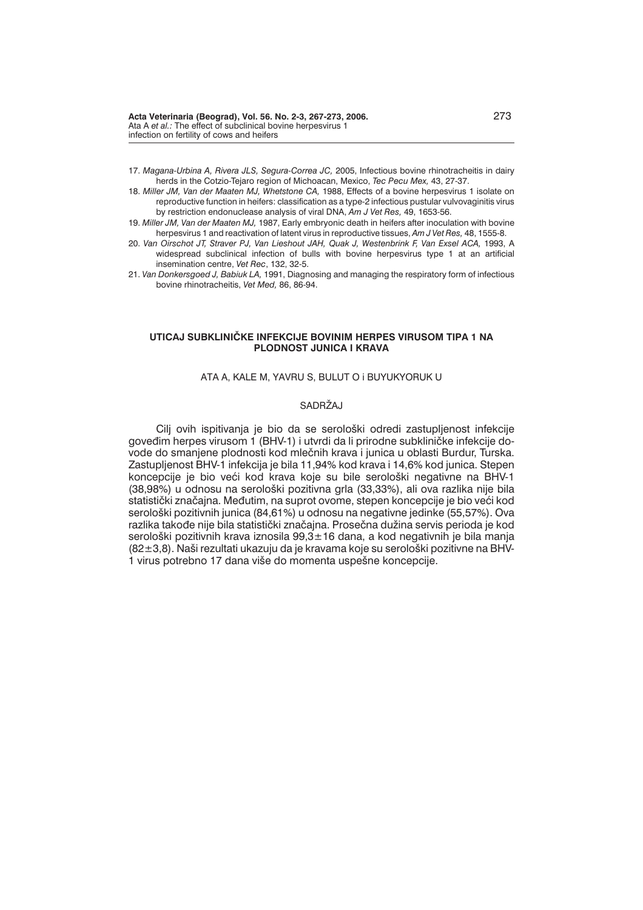17. *Magana-Urbina A, Rivera JLS, Segura-Correa JC,* 2005, Infectious bovine rhinotracheitis in dairy herds in the Cotzio-Tejaro region of Michoacan, Mexico, *Tec Pecu Mex,* 43, 27-37.
18. *Miller JM, Van der Maaten MJ, Whetstone CA,* 1988, Effects of a bovine herpesvirus 1 isolate on reproductive function in heifers: classification as a type-2 infectious pustular vulvovaginitis virus by restriction endonuclease analysis of viral DNA, *Am J Vet Res,* 49, 1653-56.
19. *Miller JM, Van der Maaten MJ,* 1987, Early embryonic death in heifers after inoculation with bovine herpesvirus 1 and reactivation of latent virus in reproductive tissues, *Am J Vet Res,* 48, 1555-8.
20. *Van Oirschot JT, Straver PJ, Van Lieshout JAH, Quak J, Westenbrink F, Van Exsel ACA,* 1993, A widespread subclinical infection of bulls with bovine herpesvirus type 1 at an artificial insemination centre, *Vet Rec*, 132, 32-5.
21. *Van Donkersgoed J, Babiuk LA,* 1991, Diagnosing and managing the respiratory form of infectious bovine rhinotracheitis, *Vet Med,* 86, 86-94.

## UTICAJ SUBKLINIČKE INFEKCIJE BOVINIM HERPES VIRUSOM TIPA 1 NA PLODNOST JUNICA I KRAVA

ATA A, KALE M, YAVRU S, BULUT O i BUYUKYORUK U

### SADRŽAJ

Cilj ovih ispitivanja je bio da se serološki odredi zastupljenost infekcije govedim herpes virusom 1 (BHV-1) i utvrdi da li prirodne subkliničke infekcije dovode do smanjene plodnosti kod mlečnih krava i junica u oblasti Burdur, Turska. Zastupljenost BHV-1 infekcija je bila 11,94% kod krava i 14,6% kod junica. Stepen koncepcije je bio veći kod krava koje su bile serološki negativne na BHV-1 (38,98%) u odnosu na serološki pozitivna grla (33,33%), ali ova razlika nije bila statistički značajna. Međutim, na suprot ovome, stepen koncepcije je bio veći kod serološki pozitivnih junica (84,61%) u odnosu na negativne jedinke (55,57%). Ova razlika takođe nije bila statistički značajna. Prosečna dužina servis perioda je kod serološki pozitivnih krava iznosila 99,3±16 dana, a kod negativnih je bila manja (82±3,8). Naši rezultati ukazuju da je kravama koje su serološki pozitivne na BHV-1 virus potrebno 17 dana više do momenta uspešne koncepcije.